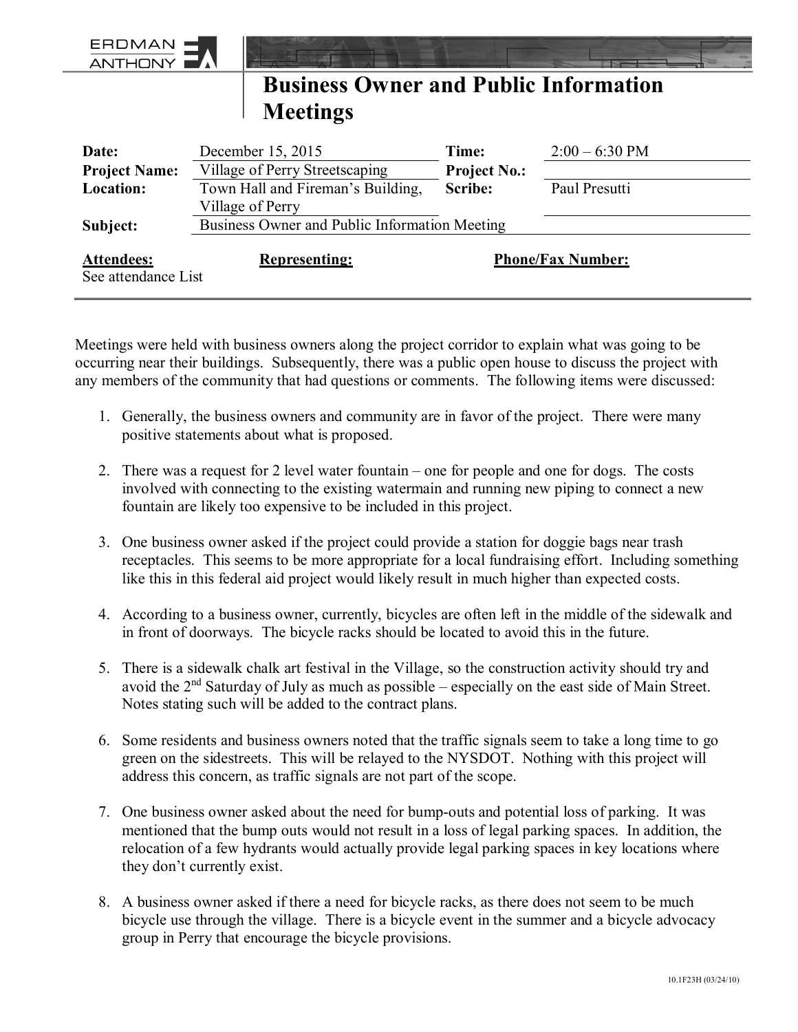ERDMAN ANTHONY

# Business Owner and Public Information Meetings

| | | | |
|---|---|---|---|
| **Date:** | December 15, 2015 | **Time:** | 2:00 – 6:30 PM |
| **Project Name:** | Village of Perry Streetscaping | **Project No.:** | |
| **Location:** | Town Hall and Fireman's Building, Village of Perry | **Scribe:** | Paul Presutti |
| **Subject:** | Business Owner and Public Information Meeting | | |

| **Attendees:** | **Representing:** | **Phone/Fax Number:** |
|---|---|---|
| See attendance List | | |

Meetings were held with business owners along the project corridor to explain what was going to be occurring near their buildings. Subsequently, there was a public open house to discuss the project with any members of the community that had questions or comments. The following items were discussed:

1. Generally, the business owners and community are in favor of the project. There were many positive statements about what is proposed.

2. There was a request for 2 level water fountain – one for people and one for dogs. The costs involved with connecting to the existing watermain and running new piping to connect a new fountain are likely too expensive to be included in this project.

3. One business owner asked if the project could provide a station for doggie bags near trash receptacles. This seems to be more appropriate for a local fundraising effort. Including something like this in this federal aid project would likely result in much higher than expected costs.

4. According to a business owner, currently, bicycles are often left in the middle of the sidewalk and in front of doorways. The bicycle racks should be located to avoid this in the future.

5. There is a sidewalk chalk art festival in the Village, so the construction activity should try and avoid the 2nd Saturday of July as much as possible – especially on the east side of Main Street. Notes stating such will be added to the contract plans.

6. Some residents and business owners noted that the traffic signals seem to take a long time to go green on the sidestreets. This will be relayed to the NYSDOT. Nothing with this project will address this concern, as traffic signals are not part of the scope.

7. One business owner asked about the need for bump-outs and potential loss of parking. It was mentioned that the bump outs would not result in a loss of legal parking spaces. In addition, the relocation of a few hydrants would actually provide legal parking spaces in key locations where they don't currently exist.

8. A business owner asked if there a need for bicycle racks, as there does not seem to be much bicycle use through the village. There is a bicycle event in the summer and a bicycle advocacy group in Perry that encourage the bicycle provisions.

10.1F23H (03/24/10)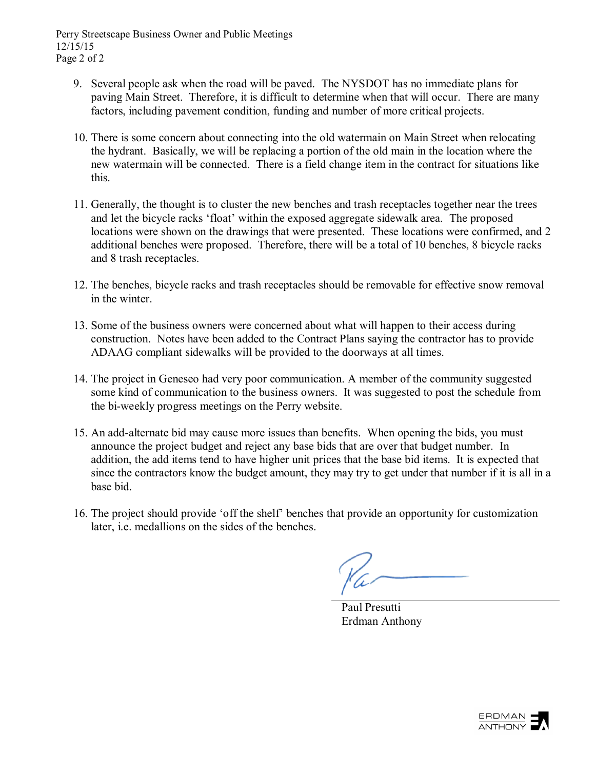9. Several people ask when the road will be paved. The NYSDOT has no immediate plans for paving Main Street. Therefore, it is difficult to determine when that will occur. There are many factors, including pavement condition, funding and number of more critical projects.

10. There is some concern about connecting into the old watermain on Main Street when relocating the hydrant. Basically, we will be replacing a portion of the old main in the location where the new watermain will be connected. There is a field change item in the contract for situations like this.

11. Generally, the thought is to cluster the new benches and trash receptacles together near the trees and let the bicycle racks 'float' within the exposed aggregate sidewalk area. The proposed locations were shown on the drawings that were presented. These locations were confirmed, and 2 additional benches were proposed. Therefore, there will be a total of 10 benches, 8 bicycle racks and 8 trash receptacles.

12. The benches, bicycle racks and trash receptacles should be removable for effective snow removal in the winter.

13. Some of the business owners were concerned about what will happen to their access during construction. Notes have been added to the Contract Plans saying the contractor has to provide ADAAG compliant sidewalks will be provided to the doorways at all times.

14. The project in Geneseo had very poor communication. A member of the community suggested some kind of communication to the business owners. It was suggested to post the schedule from the bi-weekly progress meetings on the Perry website.

15. An add-alternate bid may cause more issues than benefits. When opening the bids, you must announce the project budget and reject any base bids that are over that budget number. In addition, the add items tend to have higher unit prices that the base bid items. It is expected that since the contractors know the budget amount, they may try to get under that number if it is all in a base bid.

16. The project should provide 'off the shelf' benches that provide an opportunity for customization later, i.e. medallions on the sides of the benches.

Paul Presutti
Erdman Anthony